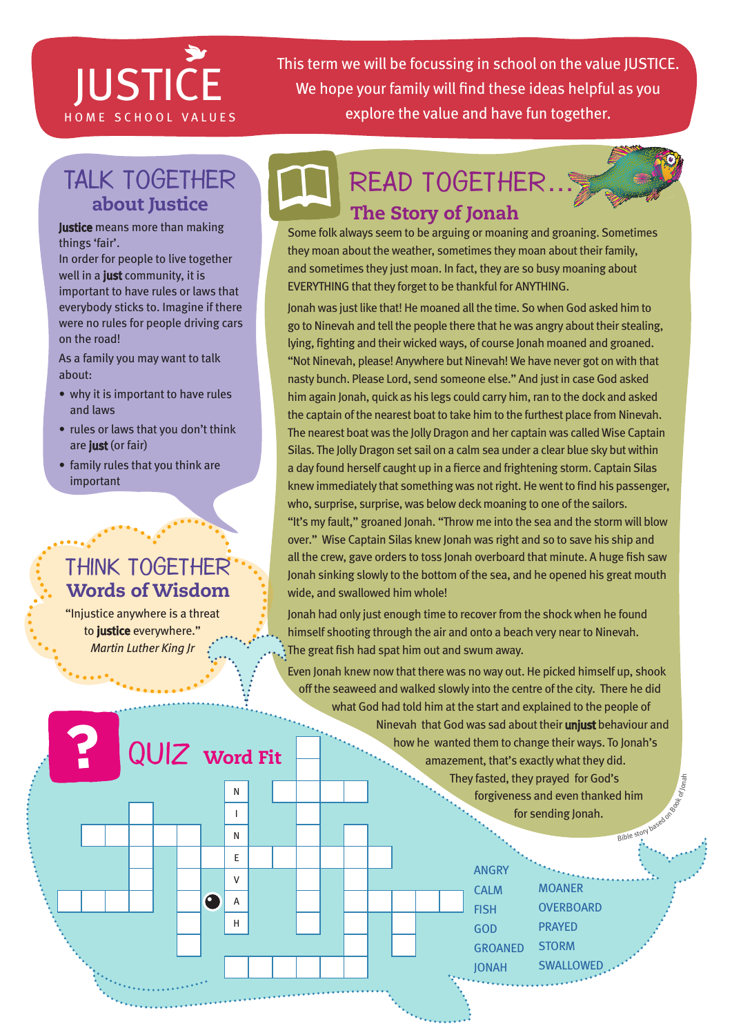# JUSTICE

HOME SCHOOL VALUES

This term we will be focussing in school on the value JUSTICE. We hope your family will find these ideas helpful as you explore the value and have fun together.

## TALK TOGETHER about Justice

**Justice** means more than making things 'fair'.

In order for people to live together well in a **just** community, it is important to have rules or laws that everybody sticks to. Imagine if there were no rules for people driving cars on the road!

As a family you may want to talk about:

- why it is important to have rules and laws
- rules or laws that you don't think are **just** (or fair)
- family rules that you think are important

## THINK TOGETHER Words of Wisdom

"Injustice anywhere is a threat to **justice** everywhere."
*Martin Luther King Jr*

## READ TOGETHER... The Story of Jonah

Some folk always seem to be arguing or moaning and groaning. Sometimes they moan about the weather, sometimes they moan about their family, and sometimes they just moan. In fact, they are so busy moaning about EVERYTHING that they forget to be thankful for ANYTHING.

Jonah was just like that! He moaned all the time. So when God asked him to go to Ninevah and tell the people there that he was angry about their stealing, lying, fighting and their wicked ways, of course Jonah moaned and groaned. "Not Ninevah, please! Anywhere but Ninevah! We have never got on with that nasty bunch. Please Lord, send someone else." And just in case God asked him again Jonah, quick as his legs could carry him, ran to the dock and asked the captain of the nearest boat to take him to the furthest place from Ninevah. The nearest boat was the Jolly Dragon and her captain was called Wise Captain Silas. The Jolly Dragon set sail on a calm sea under a clear blue sky but within a day found herself caught up in a fierce and frightening storm. Captain Silas knew immediately that something was not right. He went to find his passenger, who, surprise, surprise, was below deck moaning to one of the sailors.

"It's my fault," groaned Jonah. "Throw me into the sea and the storm will blow over." Wise Captain Silas knew Jonah was right and so to save his ship and all the crew, gave orders to toss Jonah overboard that minute. A huge fish saw Jonah sinking slowly to the bottom of the sea, and he opened his great mouth wide, and swallowed him whole!

Jonah had only just enough time to recover from the shock when he found himself shooting through the air and onto a beach very near to Ninevah. The great fish had spat him out and swum away.

Even Jonah knew now that there was no way out. He picked himself up, shook off the seaweed and walked slowly into the centre of the city. There he did what God had told him at the start and explained to the people of Ninevah that God was sad about their **unjust** behaviour and how he wanted them to change their ways. To Jonah's amazement, that's exactly what they did. They fasted, they prayed for God's forgiveness and even thanked him for sending Jonah.

*Bible story based on Book of Jonah*

## QUIZ Word Fit

(Crossword grid with NINEVAH filled in vertically)

- ANGRY
- CALM
- FISH
- GOD
- GROANED
- JONAH
- MOANER
- OVERBOARD
- PRAYED
- STORM
- SWALLOWED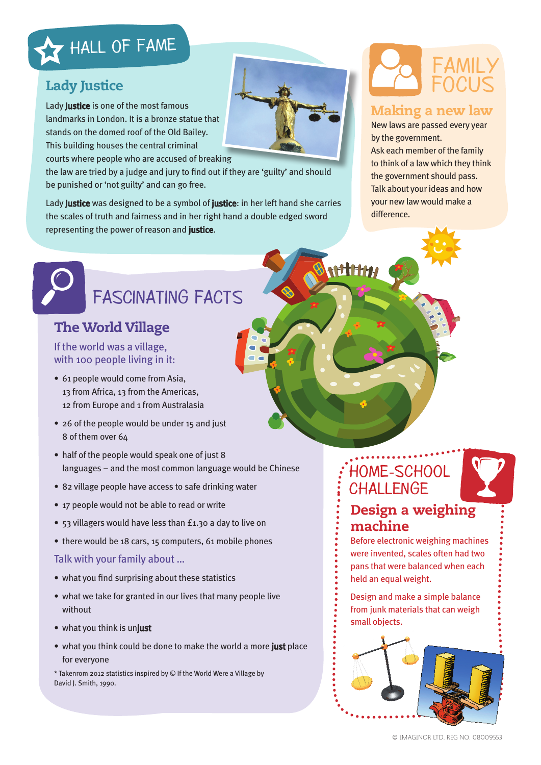# HALL OF FAME

## Lady Justice

Lady **Justice** is one of the most famous landmarks in London. It is a bronze statue that stands on the domed roof of the Old Bailey. This building houses the central criminal courts where people who are accused of breaking the law are tried by a judge and jury to find out if they are 'guilty' and should be punished or 'not guilty' and can go free.

Lady **Justice** was designed to be a symbol of **justice**: in her left hand she carries the scales of truth and fairness and in her right hand a double edged sword representing the power of reason and **justice**.

# FAMILY FOCUS

## Making a new law

New laws are passed every year by the government.

Ask each member of the family to think of a law which they think the government should pass.

Talk about your ideas and how your new law would make a difference.

# FASCINATING FACTS

## The World Village

If the world was a village, with 100 people living in it:

- 61 people would come from Asia, 13 from Africa, 13 from the Americas, 12 from Europe and 1 from Australasia
- 26 of the people would be under 15 and just 8 of them over 64
- half of the people would speak one of just 8 languages – and the most common language would be Chinese
- 82 village people have access to safe drinking water
- 17 people would not be able to read or write
- 53 villagers would have less than £1.30 a day to live on
- there would be 18 cars, 15 computers, 61 mobile phones

Talk with your family about ...

- what you find surprising about these statistics
- what we take for granted in our lives that many people live without
- what you think is un**just**
- what you think could be done to make the world a more **just** place for everyone

* Takenrom 2012 statistics inspired by © If the World Were a Village by David J. Smith, 1990.

# HOME-SCHOOL CHALLENGE

## Design a weighing machine

Before electronic weighing machines were invented, scales often had two pans that were balanced when each held an equal weight.

Design and make a simple balance from junk materials that can weigh small objects.

© IMAGINOR LTD. REG NO. 08009553